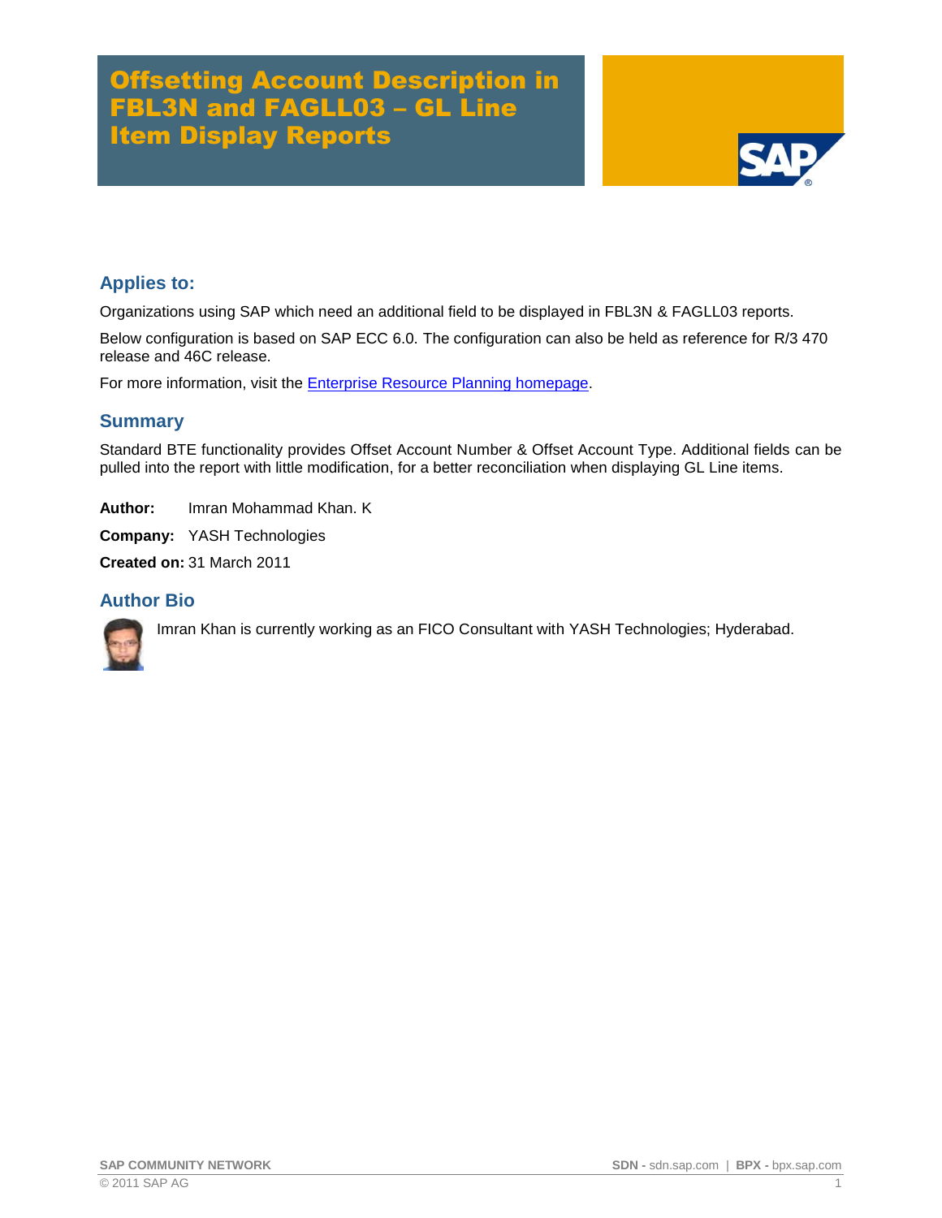# Offsetting Account Description in FBL3N and FAGLL03 – GL Line Item Display Reports

## Applies to:

Organizations using SAP which need an additional field to be displayed in FBL3N & FAGLL03 reports.

Below configuration is based on SAP ECC 6.0. The configuration can also be held as reference for R/3 470 release and 46C release.

For more information, visit the Enterprise Resource Planning homepage.

## Summary

Standard BTE functionality provides Offset Account Number & Offset Account Type. Additional fields can be pulled into the report with little modification, for a better reconciliation when displaying GL Line items.

**Author:** Imran Mohammad Khan. K

**Company:** YASH Technologies

**Created on:** 31 March 2011

## Author Bio

Imran Khan is currently working as an FICO Consultant with YASH Technologies; Hyderabad.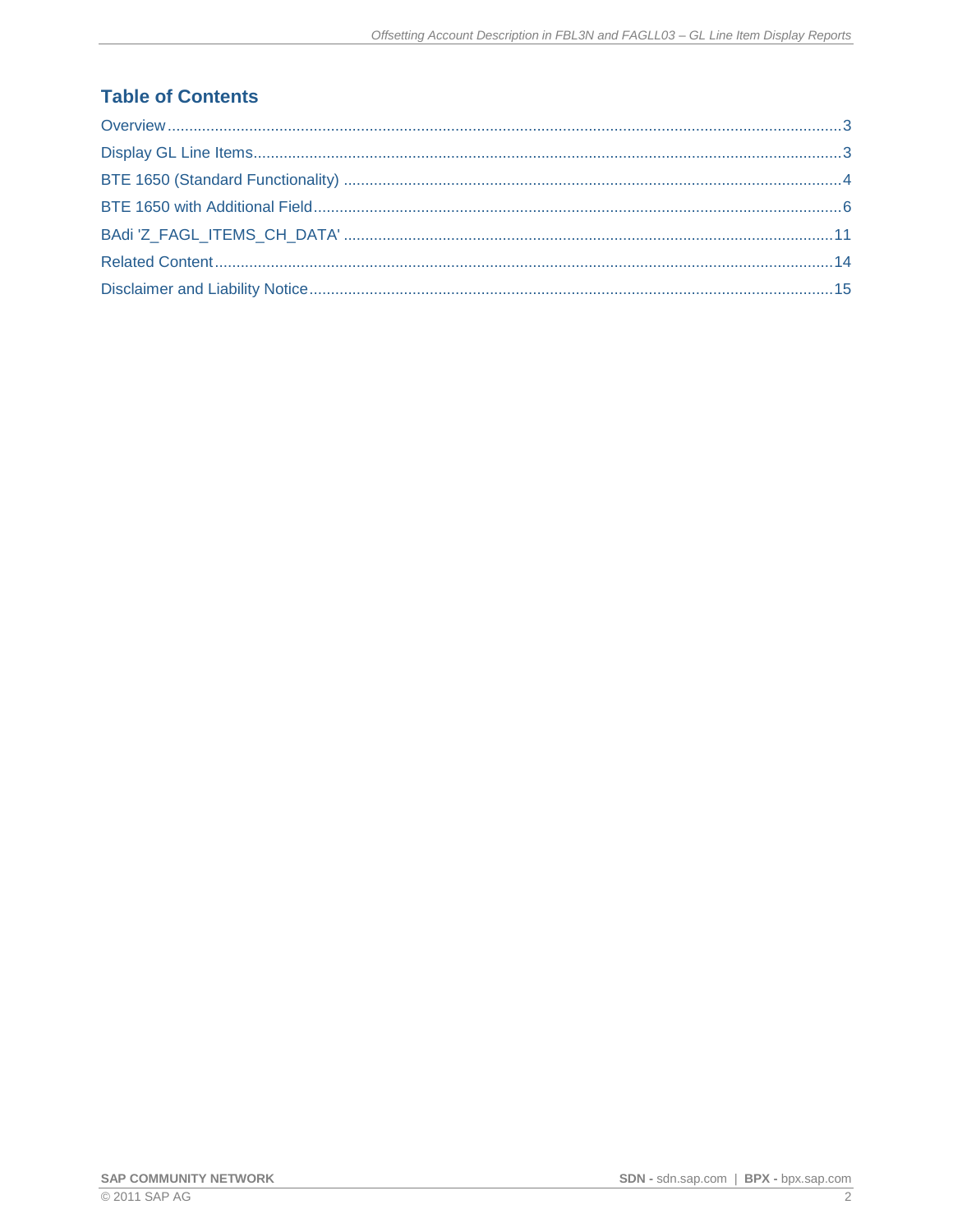## Table of Contents

- Overview ........ 3
- Display GL Line Items ........ 3
- BTE 1650 (Standard Functionality) ........ 4
- BTE 1650 with Additional Field ........ 6
- BAdi 'Z_FAGL_ITEMS_CH_DATA' ........ 11
- Related Content ........ 14
- Disclaimer and Liability Notice ........ 15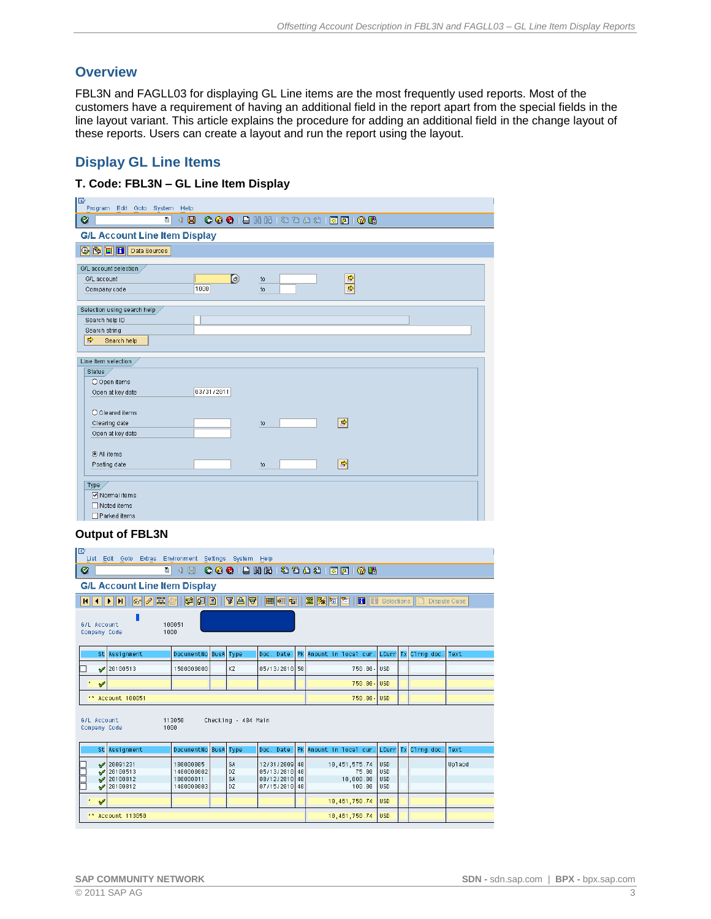## Overview

FBL3N and FAGLL03 for displaying GL Line items are the most frequently used reports. Most of the customers have a requirement of having an additional field in the report apart from the special fields in the line layout variant. This article explains the procedure for adding an additional field in the change layout of these reports. Users can create a layout and run the report using the layout.

## Display GL Line Items

### T. Code: FBL3N – GL Line Item Display

### Output of FBL3N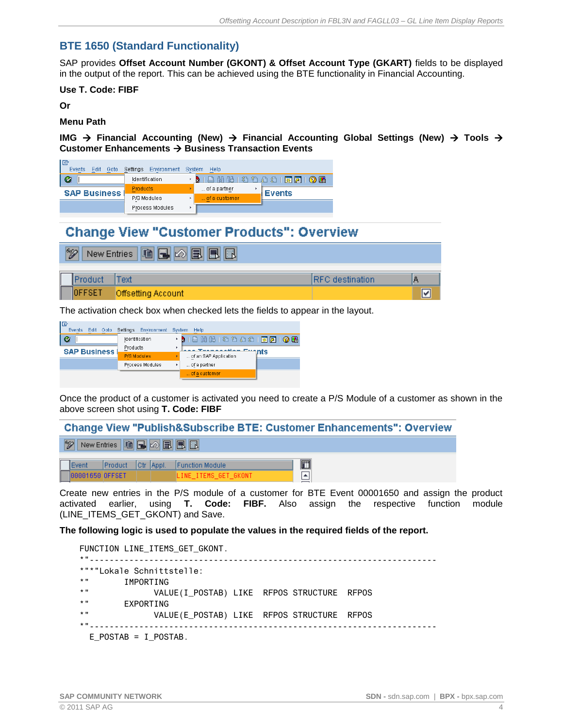## BTE 1650 (Standard Functionality)

SAP provides **Offset Account Number (GKONT) & Offset Account Type (GKART)** fields to be displayed in the output of the report. This can be achieved using the BTE functionality in Financial Accounting.

**Use T. Code: FIBF**

**Or**

**Menu Path**

**IMG → Financial Accounting (New) → Financial Accounting Global Settings (New) → Tools → Customer Enhancements → Business Transaction Events**

Events Edit Goto Settings Environment System Help

Identification

Products

P/S Modules

Process Modules

... of a partner

... of a customer

SAP Business

Events

**Change View "Customer Products": Overview**

New Entries

| Product | Text | RFC destination | A |
| --- | --- | --- | --- |
| OFFSET | Offsetting Account | | ☑ |

The activation check box when checked lets the fields to appear in the layout.

Events Edit Goto Settings Environment System Help

Identification

Products

P/S Modules

Process Modules

... of an SAP Application

... of a partner

... of a customer

SAP Business

Events

Once the product of a customer is activated you need to create a P/S Module of a customer as shown in the above screen shot using **T. Code: FIBF**

**Change View "Publish&Subscribe BTE: Customer Enhancements": Overview**

New Entries

| Event | Product | Ctr | Appl. | Function Module |
| --- | --- | --- | --- | --- |
| 00001650 | OFFSET | | | LINE_ITEMS_GET_GKONT |

Create new entries in the P/S module of a customer for BTE Event 00001650 and assign the product activated earlier, using **T. Code: FIBF.** Also assign the respective function module (LINE_ITEMS_GET_GKONT) and Save.

**The following logic is used to populate the values in the required fields of the report.**

```
FUNCTION LINE_ITEMS_GET_GKONT.
*"----------------------------------------------------------------------
*"*"Lokale Schnittstelle:
*"       IMPORTING
*"             VALUE(I_POSTAB) LIKE  RFPOS STRUCTURE  RFPOS
*"       EXPORTING
*"             VALUE(E_POSTAB) LIKE  RFPOS STRUCTURE  RFPOS
*"----------------------------------------------------------------------
  E_POSTAB = I_POSTAB.
```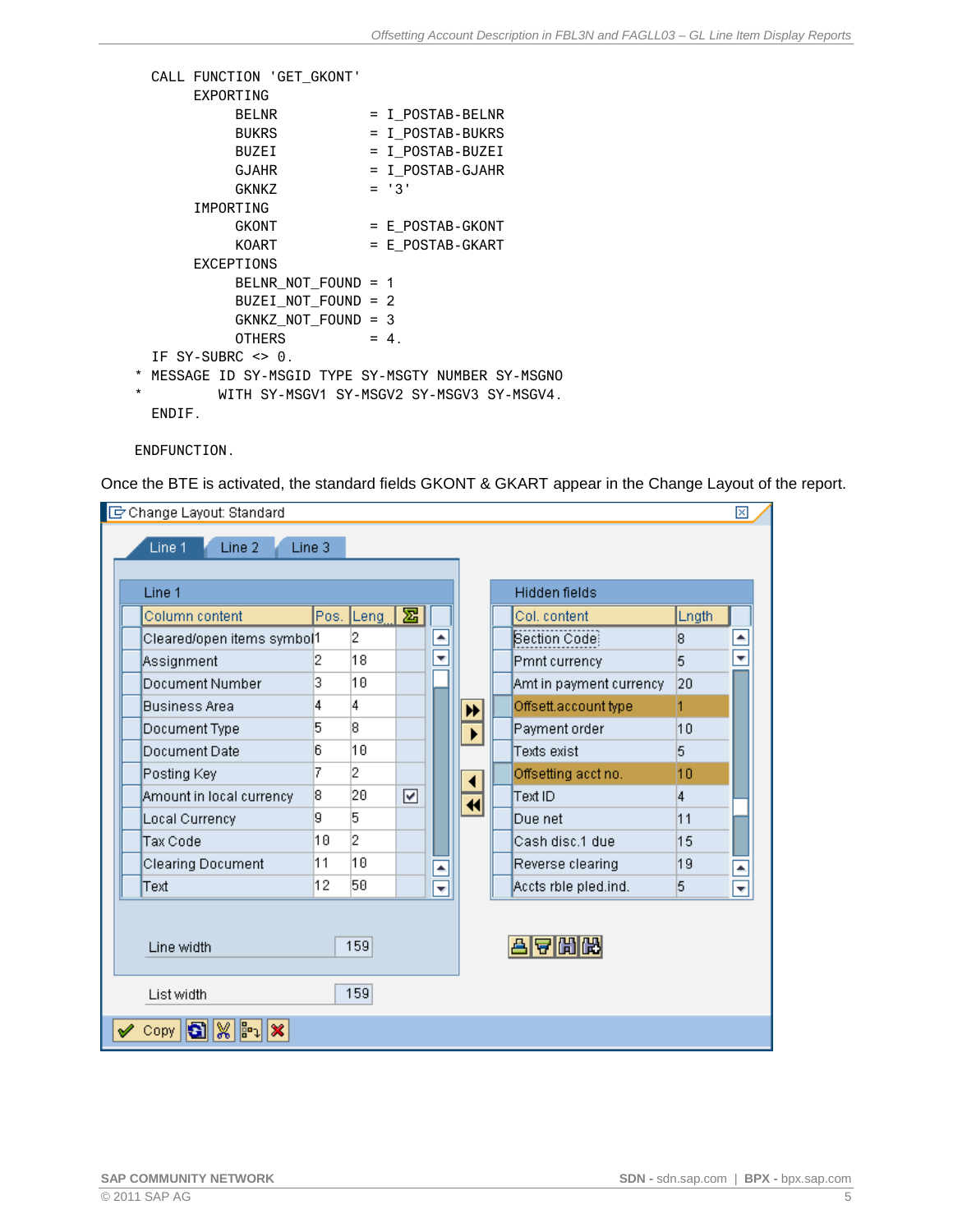```
    CALL FUNCTION 'GET_GKONT'
         EXPORTING
              BELNR           = I_POSTAB-BELNR
              BUKRS           = I_POSTAB-BUKRS
              BUZEI           = I_POSTAB-BUZEI
              GJAHR           = I_POSTAB-GJAHR
              GKNKZ           = '3'
         IMPORTING
              GKONT           = E_POSTAB-GKONT
              KOART           = E_POSTAB-GKART
         EXCEPTIONS
              BELNR_NOT_FOUND = 1
              BUZEI_NOT_FOUND = 2
              GKNKZ_NOT_FOUND = 3
              OTHERS          = 4.
    IF SY-SUBRC <> 0.
  * MESSAGE ID SY-MSGID TYPE SY-MSGTY NUMBER SY-MSGNO
  *         WITH SY-MSGV1 SY-MSGV2 SY-MSGV3 SY-MSGV4.
    ENDIF.

  ENDFUNCTION.
```

Once the BTE is activated, the standard fields GKONT & GKART appear in the Change Layout of the report.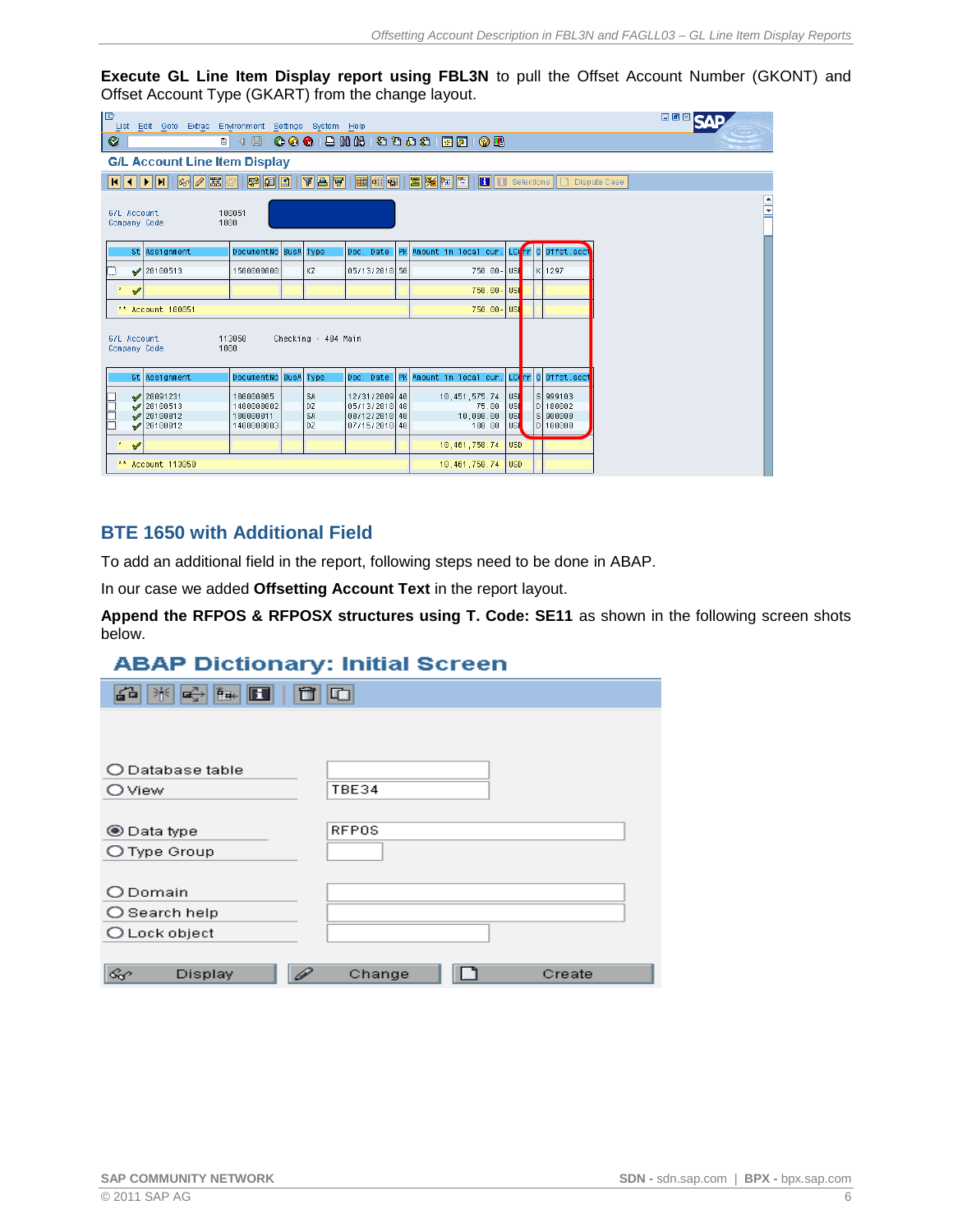**Execute GL Line Item Display report using FBL3N** to pull the Offset Account Number (GKONT) and Offset Account Type (GKART) from the change layout.

## BTE 1650 with Additional Field

To add an additional field in the report, following steps need to be done in ABAP.

In our case we added **Offsetting Account Text** in the report layout.

**Append the RFPOS & RFPOSX structures using T. Code: SE11** as shown in the following screen shots below.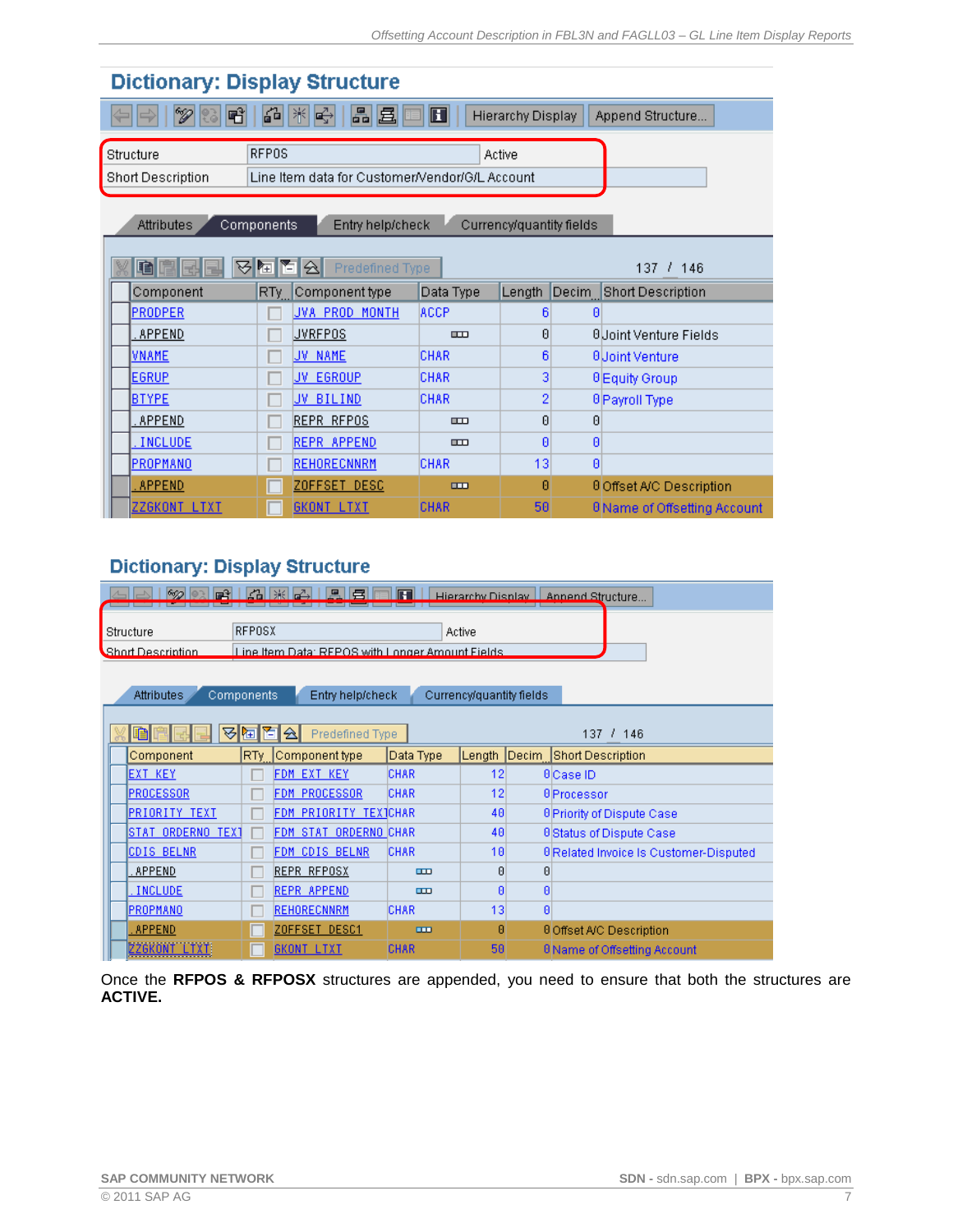## Dictionary: Display Structure

| | | |
|---|---|---|
| Structure | RFPOS | Active |
| Short Description | Line Item data for Customer/Vendor/G/L Account | |

Attributes | Components | Entry help/check | Currency/quantity fields

137 / 146

| Component | RTy | Component type | Data Type | Length | Decim | Short Description |
|---|---|---|---|---|---|---|
| PRODPER | | JVA_PROD_MONTH | ACCP | 6 | 0 | |
| .APPEND | | JVRFPOS | | 0 | 0 | Joint Venture Fields |
| VNAME | | JV_NAME | CHAR | 6 | 0 | Joint Venture |
| EGRUP | | JV_EGROUP | CHAR | 3 | 0 | Equity Group |
| BTYPE | | JV_BILIND | CHAR | 2 | 0 | Payroll Type |
| .APPEND | | REPR_RFPOS | | 0 | 0 | |
| .INCLUDE | | REPR_APPEND | | 0 | 0 | |
| PROPMANO | | REHORECNNRM | CHAR | 13 | 0 | |
| .APPEND | | ZOFFSET_DESC | | 0 | 0 | Offset A/C Description |
| ZZGKONT_LTXT | | GKONT_LTXT | CHAR | 50 | 0 | Name of Offsetting Account |

## Dictionary: Display Structure

| | | |
|---|---|---|
| Structure | RFPOSX | Active |
| Short Description | Line Item Data: RFPOS with Longer Amount Fields | |

Attributes | Components | Entry help/check | Currency/quantity fields

137 / 146

| Component | RTy | Component type | Data Type | Length | Decim | Short Description |
|---|---|---|---|---|---|---|
| EXT_KEY | | FDM_EXT_KEY | CHAR | 12 | 0 | Case ID |
| PROCESSOR | | FDM_PROCESSOR | CHAR | 12 | 0 | Processor |
| PRIORITY_TEXT | | FDM_PRIORITY_TEXT | CHAR | 40 | 0 | Priority of Dispute Case |
| STAT_ORDERNO_TEXT | | FDM_STAT_ORDERNO | CHAR | 40 | 0 | Status of Dispute Case |
| CDIS_BELNR | | FDM_CDIS_BELNR | CHAR | 10 | 0 | Related Invoice Is Customer-Disputed |
| .APPEND | | REPR_RFPOSX | | 0 | 0 | |
| .INCLUDE | | REPR_APPEND | | 0 | 0 | |
| PROPMANO | | REHORECNNRM | CHAR | 13 | 0 | |
| .APPEND | | ZOFFSET_DESC1 | | 0 | 0 | Offset A/C Description |
| ZZGKONT_LTXT | | GKONT_LTXT | CHAR | 50 | 0 | Name of Offsetting Account |

Once the **RFPOS & RFPOSX** structures are appended, you need to ensure that both the structures are **ACTIVE.**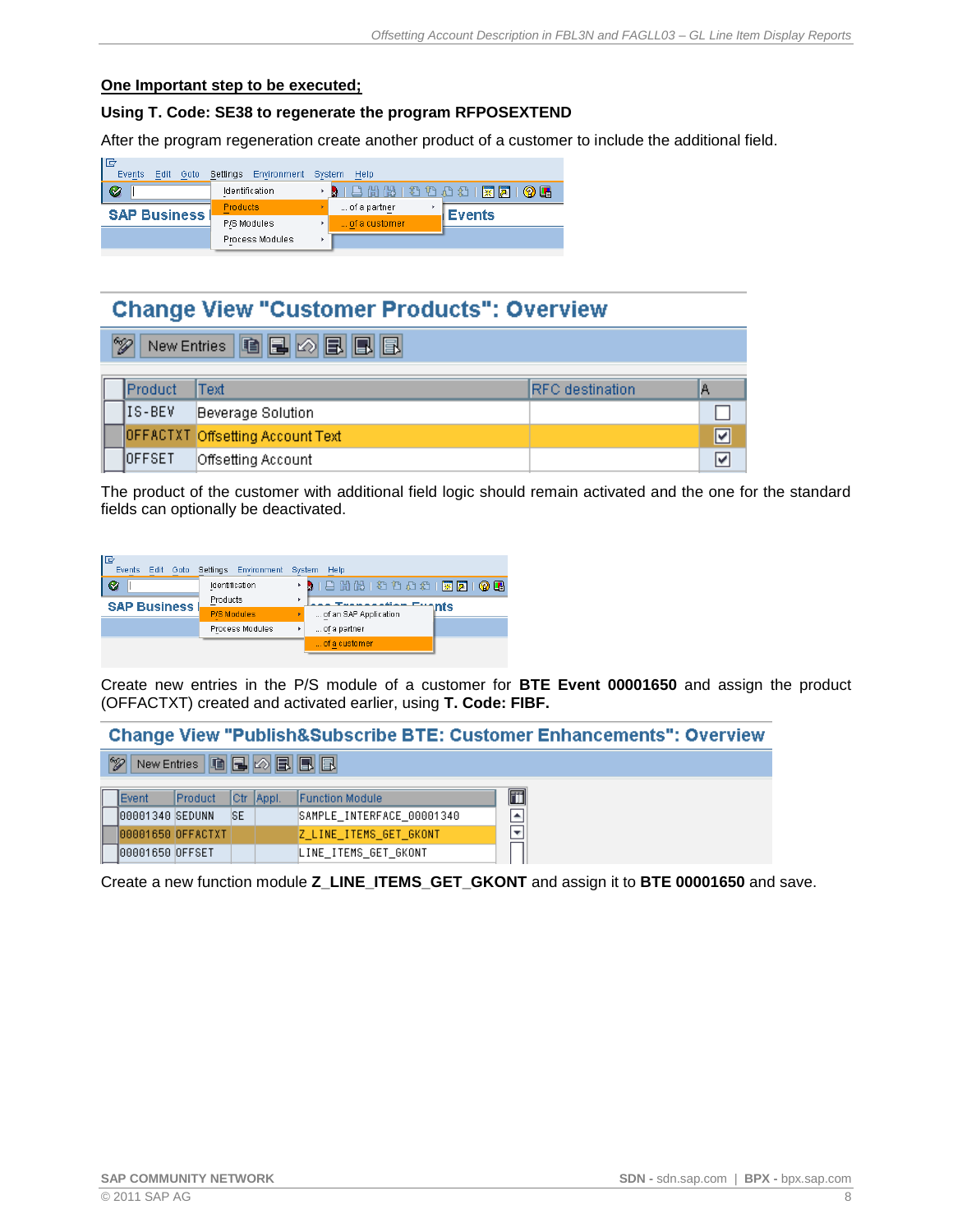**One Important step to be executed;**

**Using T. Code: SE38 to regenerate the program RFPOSEXTEND**

After the program regeneration create another product of a customer to include the additional field.

Events Edit Goto Settings Environment System Help

Identification

Products

P/S Modules

Process Modules

... of a partner

... of a customer

SAP Business

Events

## Change View "Customer Products": Overview

New Entries

| Product | Text | RFC destination | A |
|---|---|---|---|
| IS-BEV | Beverage Solution | | ☐ |
| OFFACTXT | Offsetting Account Text | | ☑ |
| OFFSET | Offsetting Account | | ☑ |

The product of the customer with additional field logic should remain activated and the one for the standard fields can optionally be deactivated.

Events Edit Goto Settings Environment System Help

Identification

Products

P/S Modules

Process Modules

... of an SAP Application

... of a partner

... of a customer

SAP Business

Create new entries in the P/S module of a customer for **BTE Event 00001650** and assign the product (OFFACTXT) created and activated earlier, using **T. Code: FIBF.**

## Change View "Publish&Subscribe BTE: Customer Enhancements": Overview

New Entries

| Event | Product | Ctr | Appl. | Function Module |
|---|---|---|---|---|
| 00001340 | SEDUNN | SE | | SAMPLE_INTERFACE_00001340 |
| 00001650 | OFFACTXT | | | Z_LINE_ITEMS_GET_GKONT |
| 00001650 | OFFSET | | | LINE_ITEMS_GET_GKONT |

Create a new function module **Z_LINE_ITEMS_GET_GKONT** and assign it to **BTE 00001650** and save.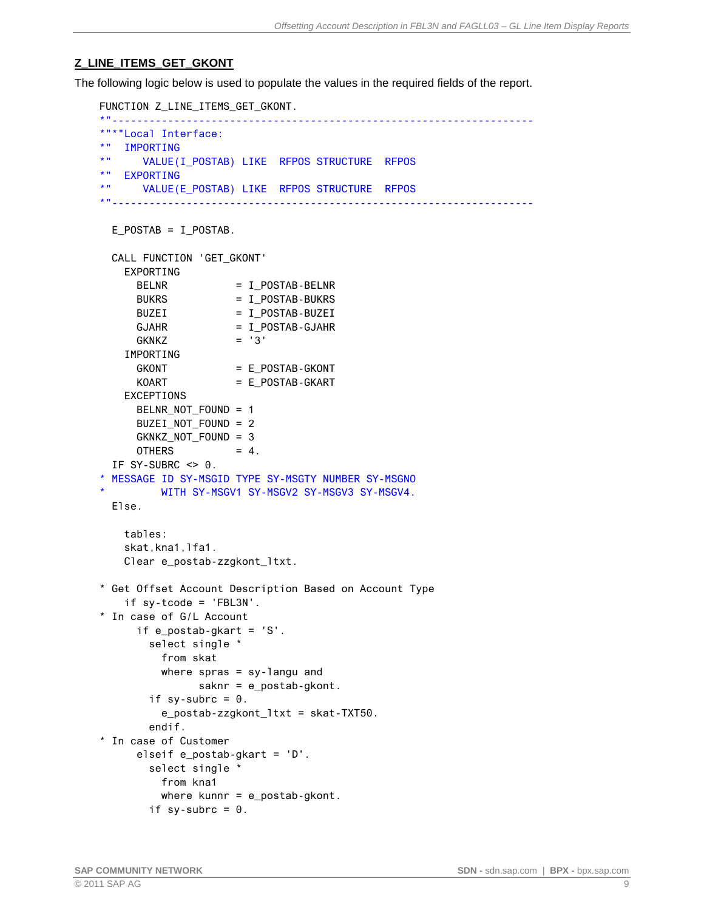## Z_LINE_ITEMS_GET_GKONT

The following logic below is used to populate the values in the required fields of the report.

```
FUNCTION Z_LINE_ITEMS_GET_GKONT.
*"----------------------------------------------------------------------
*"*"Local Interface:
*"  IMPORTING
*"     VALUE(I_POSTAB) LIKE  RFPOS STRUCTURE  RFPOS
*"  EXPORTING
*"     VALUE(E_POSTAB) LIKE  RFPOS STRUCTURE  RFPOS
*"----------------------------------------------------------------------

  E_POSTAB = I_POSTAB.

  CALL FUNCTION 'GET_GKONT'
    EXPORTING
      BELNR           = I_POSTAB-BELNR
      BUKRS           = I_POSTAB-BUKRS
      BUZEI           = I_POSTAB-BUZEI
      GJAHR           = I_POSTAB-GJAHR
      GKNKZ           = '3'
    IMPORTING
      GKONT           = E_POSTAB-GKONT
      KOART           = E_POSTAB-GKART
    EXCEPTIONS
      BELNR_NOT_FOUND = 1
      BUZEI_NOT_FOUND = 2
      GKNKZ_NOT_FOUND = 3
      OTHERS          = 4.
  IF SY-SUBRC <> 0.
* MESSAGE ID SY-MSGID TYPE SY-MSGTY NUMBER SY-MSGNO
*         WITH SY-MSGV1 SY-MSGV2 SY-MSGV3 SY-MSGV4.
  Else.

    tables:
    skat,kna1,lfa1.
    Clear e_postab-zzgkont_ltxt.

* Get Offset Account Description Based on Account Type
    if sy-tcode = 'FBL3N'.
* In case of G/L Account
      if e_postab-gkart = 'S'.
        select single *
          from skat
          where spras = sy-langu and
                saknr = e_postab-gkont.
        if sy-subrc = 0.
          e_postab-zzgkont_ltxt = skat-TXT50.
        endif.
* In case of Customer
      elseif e_postab-gkart = 'D'.
        select single *
          from kna1
          where kunnr = e_postab-gkont.
        if sy-subrc = 0.
```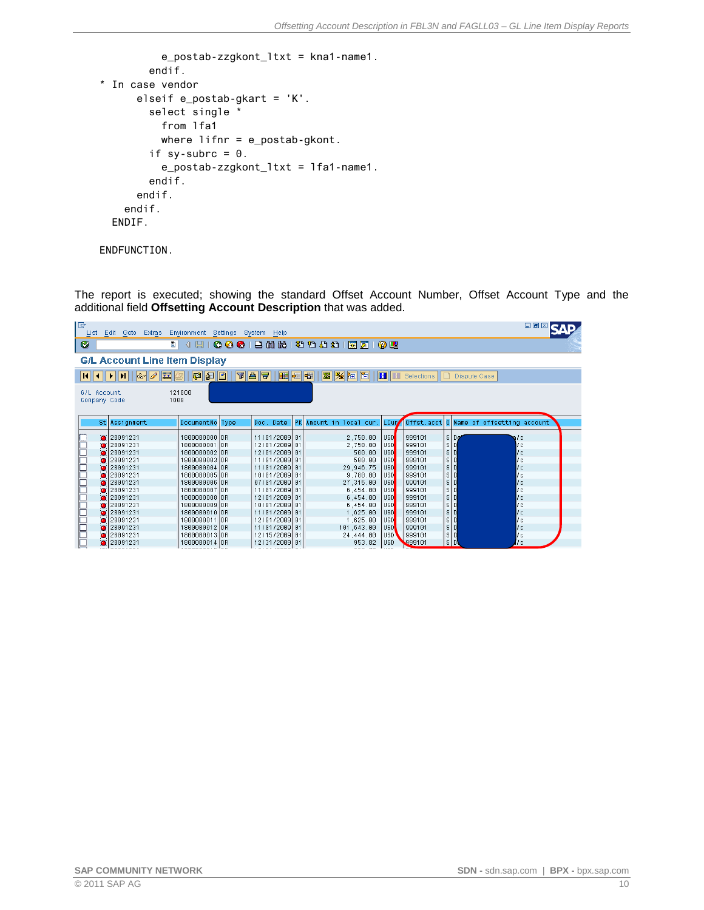```
          e_postab-zzgkont_ltxt = kna1-name1.
        endif.
* In case vendor
      elseif e_postab-gkart = 'K'.
        select single *
          from lfa1
          where lifnr = e_postab-gkont.
        if sy-subrc = 0.
          e_postab-zzgkont_ltxt = lfa1-name1.
        endif.
      endif.
    endif.
  ENDIF.

ENDFUNCTION.
```

The report is executed; showing the standard Offset Account Number, Offset Account Type and the additional field **Offsetting Account Description** that was added.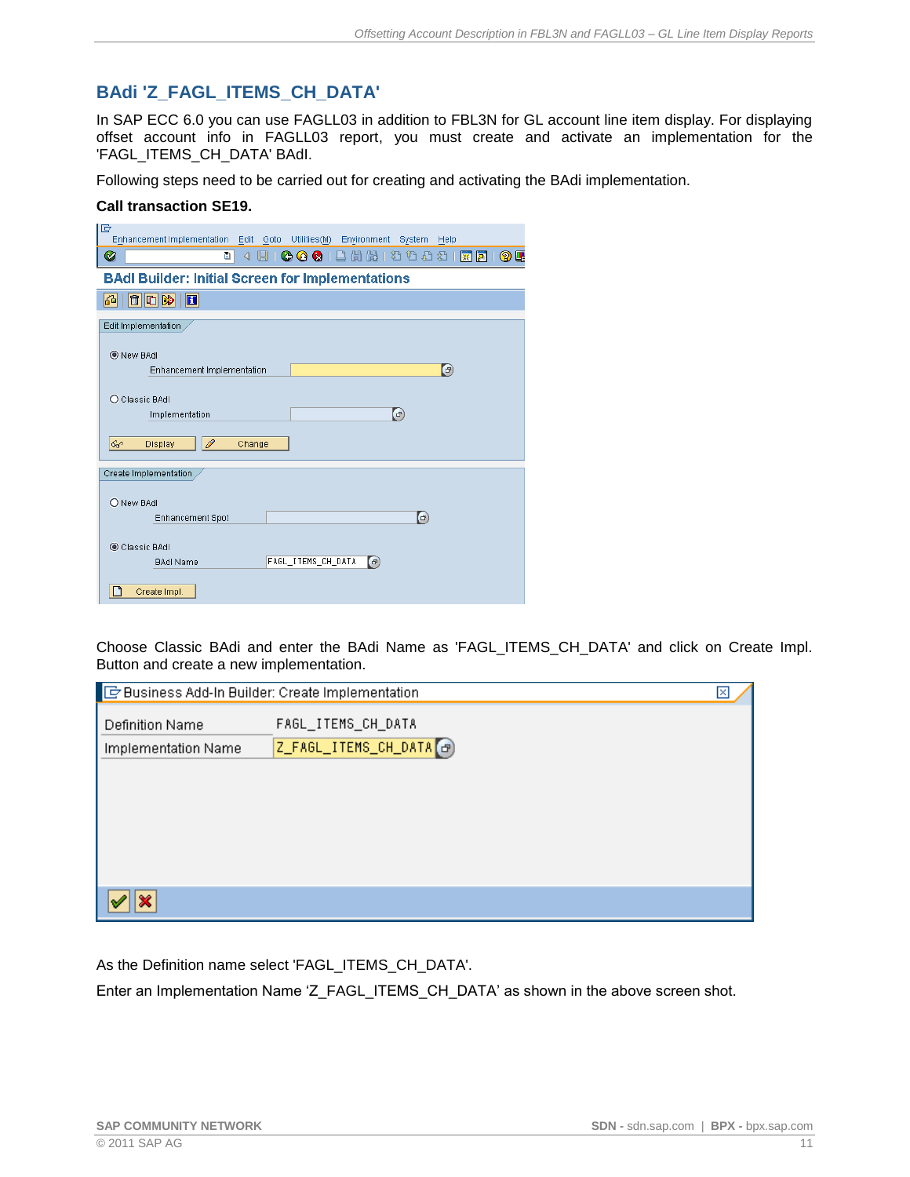## BAdi 'Z_FAGL_ITEMS_CH_DATA'

In SAP ECC 6.0 you can use FAGLL03 in addition to FBL3N for GL account line item display. For displaying offset account info in FAGLL03 report, you must create and activate an implementation for the 'FAGL_ITEMS_CH_DATA' BAdI.

Following steps need to be carried out for creating and activating the BAdi implementation.

**Call transaction SE19.**

Choose Classic BAdi and enter the BAdi Name as 'FAGL_ITEMS_CH_DATA' and click on Create Impl. Button and create a new implementation.

As the Definition name select 'FAGL_ITEMS_CH_DATA'.

Enter an Implementation Name 'Z_FAGL_ITEMS_CH_DATA' as shown in the above screen shot.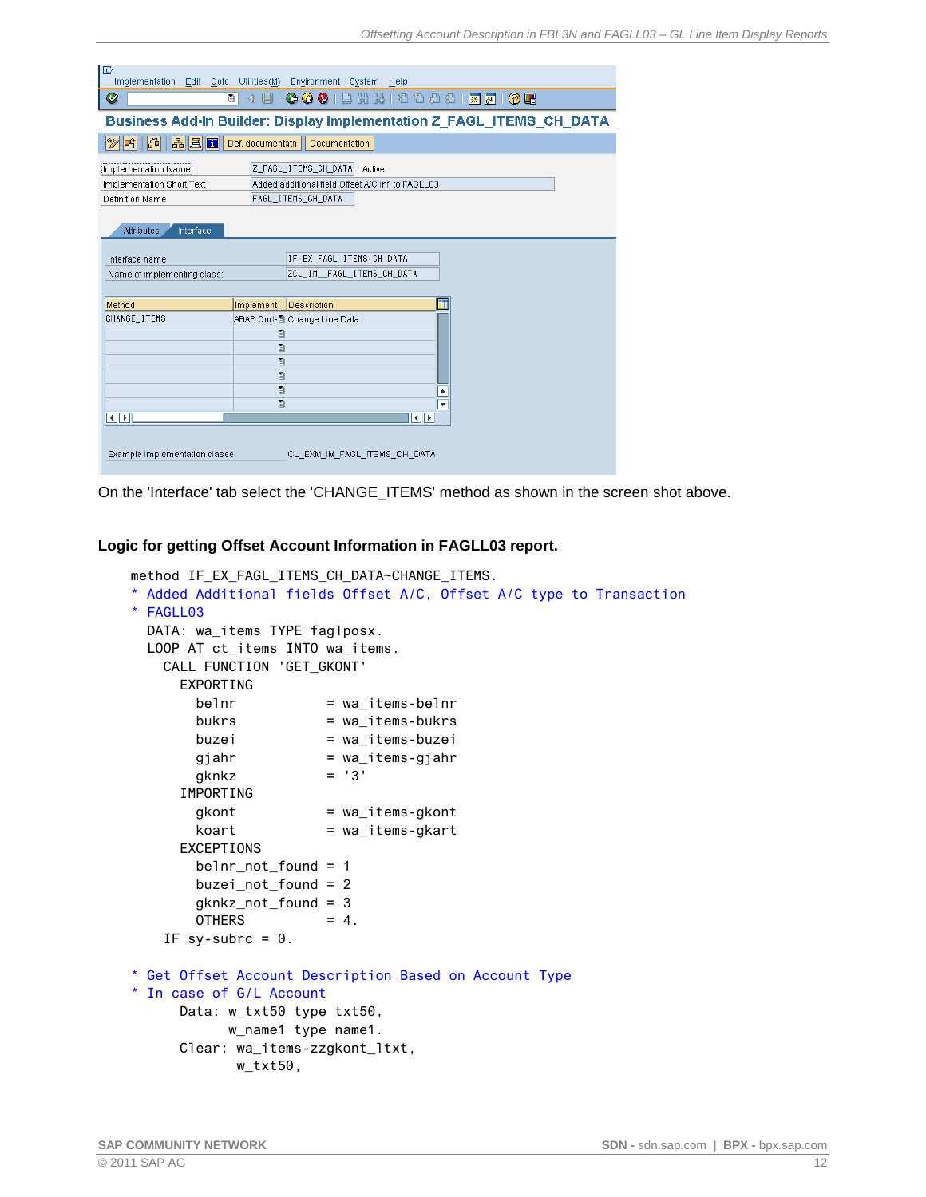On the 'Interface' tab select the 'CHANGE_ITEMS' method as shown in the screen shot above.

**Logic for getting Offset Account Information in FAGLL03 report.**

```
method IF_EX_FAGL_ITEMS_CH_DATA~CHANGE_ITEMS.
* Added Additional fields Offset A/C, Offset A/C type to Transaction
* FAGLL03
  DATA: wa_items TYPE faglposx.
  LOOP AT ct_items INTO wa_items.
    CALL FUNCTION 'GET_GKONT'
      EXPORTING
        belnr           = wa_items-belnr
        bukrs           = wa_items-bukrs
        buzei           = wa_items-buzei
        gjahr           = wa_items-gjahr
        gknkz           = '3'
      IMPORTING
        gkont           = wa_items-gkont
        koart           = wa_items-gkart
      EXCEPTIONS
        belnr_not_found = 1
        buzei_not_found = 2
        gknkz_not_found = 3
        OTHERS          = 4.
    IF sy-subrc = 0.

* Get Offset Account Description Based on Account Type
* In case of G/L Account
      Data: w_txt50 type txt50,
            w_name1 type name1.
      Clear: wa_items-zzgkont_ltxt,
             w_txt50,
```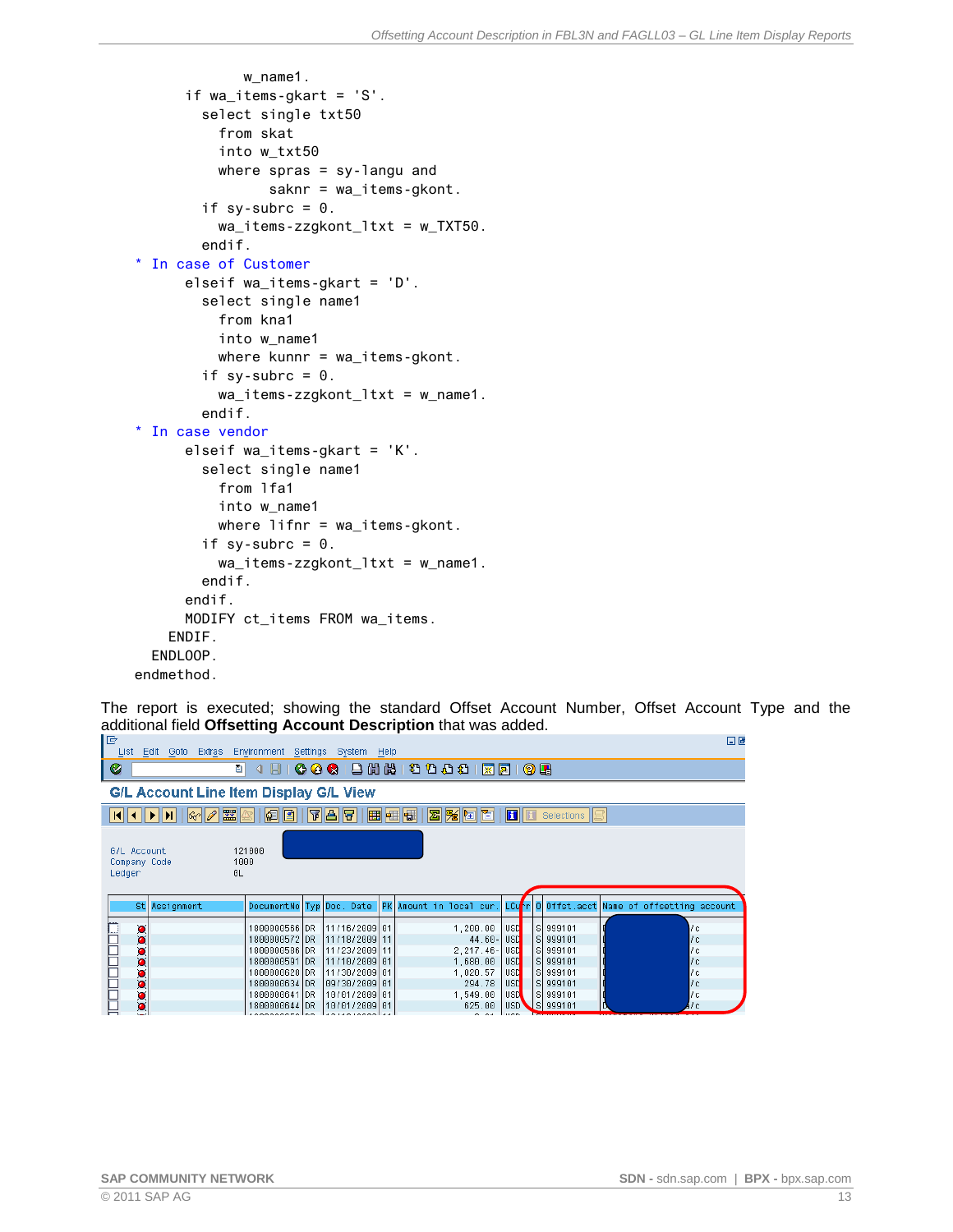```
            w_name1.
        if wa_items-gkart = 'S'.
          select single txt50
            from skat
            into w_txt50
            where spras = sy-langu and
                  saknr = wa_items-gkont.
          if sy-subrc = 0.
            wa_items-zzgkont_ltxt = w_TXT50.
          endif.
*   In case of Customer
        elseif wa_items-gkart = 'D'.
          select single name1
            from kna1
            into w_name1
            where kunnr = wa_items-gkont.
          if sy-subrc = 0.
            wa_items-zzgkont_ltxt = w_name1.
          endif.
*   In case vendor
        elseif wa_items-gkart = 'K'.
          select single name1
            from lfa1
            into w_name1
            where lifnr = wa_items-gkont.
          if sy-subrc = 0.
            wa_items-zzgkont_ltxt = w_name1.
          endif.
        endif.
        MODIFY ct_items FROM wa_items.
      ENDIF.
    ENDLOOP.
  endmethod.
```

The report is executed; showing the standard Offset Account Number, Offset Account Type and the additional field **Offsetting Account Description** that was added.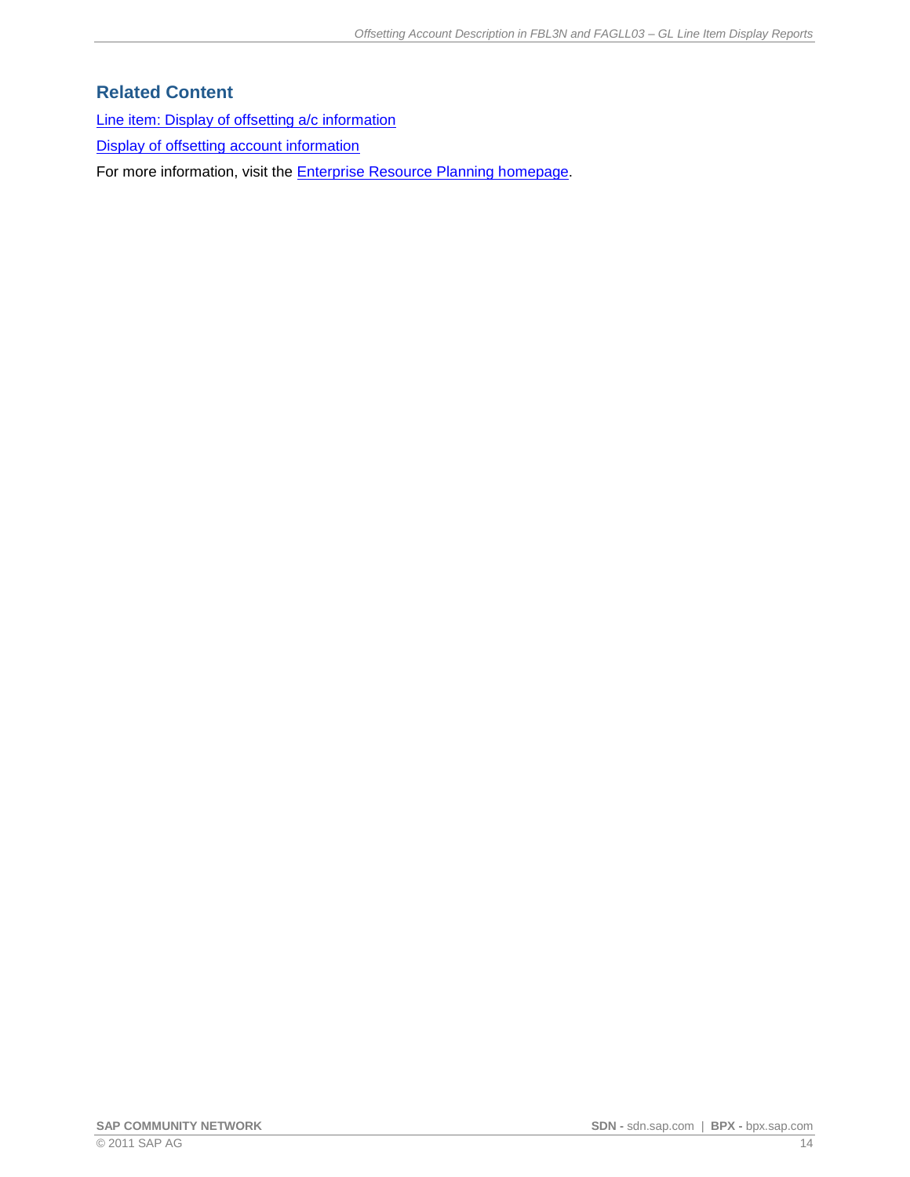## Related Content

Line item: Display of offsetting a/c information

Display of offsetting account information

For more information, visit the Enterprise Resource Planning homepage.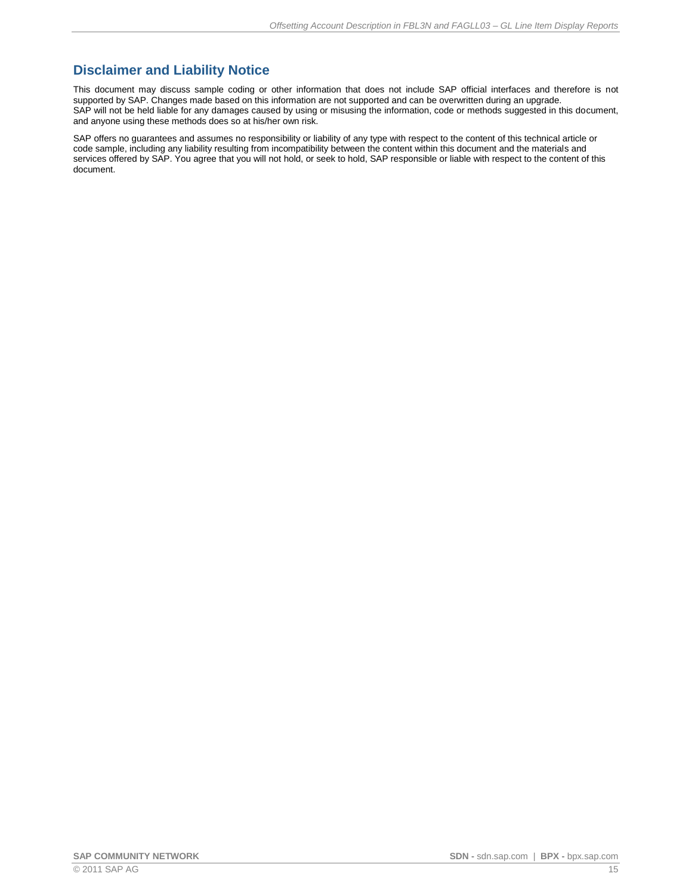## Disclaimer and Liability Notice

This document may discuss sample coding or other information that does not include SAP official interfaces and therefore is not supported by SAP. Changes made based on this information are not supported and can be overwritten during an upgrade.
SAP will not be held liable for any damages caused by using or misusing the information, code or methods suggested in this document, and anyone using these methods does so at his/her own risk.

SAP offers no guarantees and assumes no responsibility or liability of any type with respect to the content of this technical article or code sample, including any liability resulting from incompatibility between the content within this document and the materials and services offered by SAP. You agree that you will not hold, or seek to hold, SAP responsible or liable with respect to the content of this document.